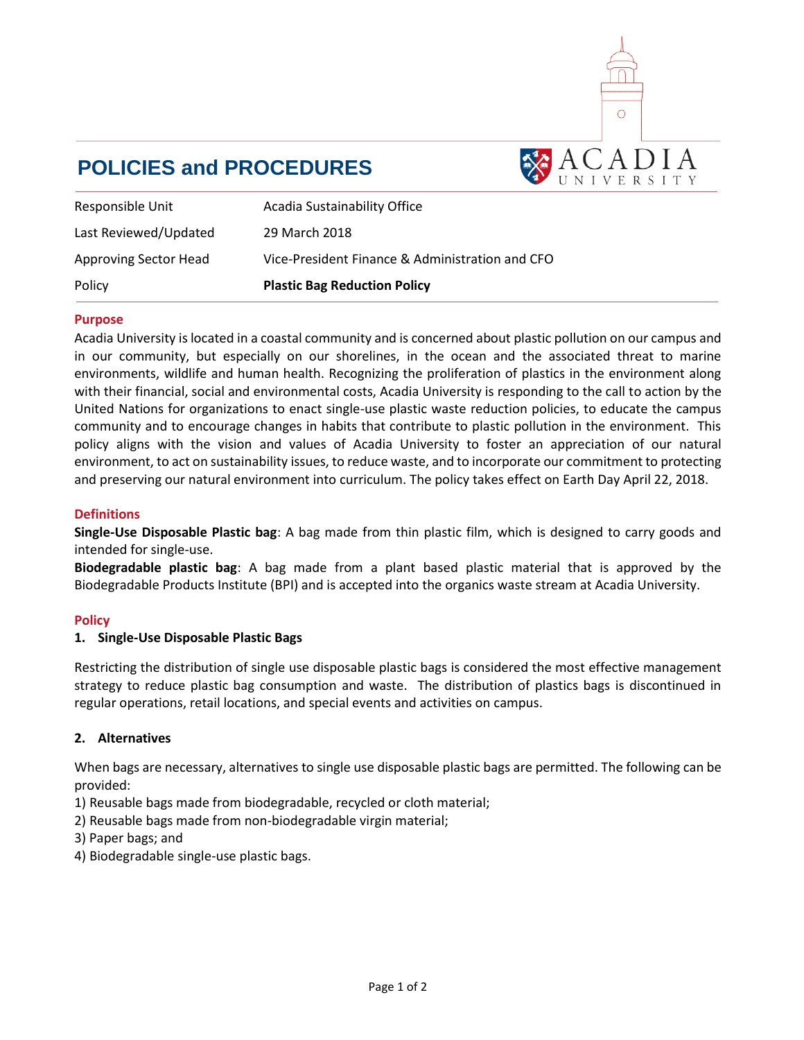# POLICIES and PROCEDURES

ACADIA UNIVERSITY

| | |
|---|---|
| Responsible Unit | Acadia Sustainability Office |
| Last Reviewed/Updated | 29 March 2018 |
| Approving Sector Head | Vice-President Finance & Administration and CFO |
| Policy | **Plastic Bag Reduction Policy** |

## Purpose

Acadia University is located in a coastal community and is concerned about plastic pollution on our campus and in our community, but especially on our shorelines, in the ocean and the associated threat to marine environments, wildlife and human health. Recognizing the proliferation of plastics in the environment along with their financial, social and environmental costs, Acadia University is responding to the call to action by the United Nations for organizations to enact single-use plastic waste reduction policies, to educate the campus community and to encourage changes in habits that contribute to plastic pollution in the environment. This policy aligns with the vision and values of Acadia University to foster an appreciation of our natural environment, to act on sustainability issues, to reduce waste, and to incorporate our commitment to protecting and preserving our natural environment into curriculum. The policy takes effect on Earth Day April 22, 2018.

## Definitions

**Single-Use Disposable Plastic bag**: A bag made from thin plastic film, which is designed to carry goods and intended for single-use.

**Biodegradable plastic bag**: A bag made from a plant based plastic material that is approved by the Biodegradable Products Institute (BPI) and is accepted into the organics waste stream at Acadia University.

## Policy

### 1. Single-Use Disposable Plastic Bags

Restricting the distribution of single use disposable plastic bags is considered the most effective management strategy to reduce plastic bag consumption and waste. The distribution of plastics bags is discontinued in regular operations, retail locations, and special events and activities on campus.

### 2. Alternatives

When bags are necessary, alternatives to single use disposable plastic bags are permitted. The following can be provided:

1) Reusable bags made from biodegradable, recycled or cloth material;
2) Reusable bags made from non-biodegradable virgin material;
3) Paper bags; and
4) Biodegradable single-use plastic bags.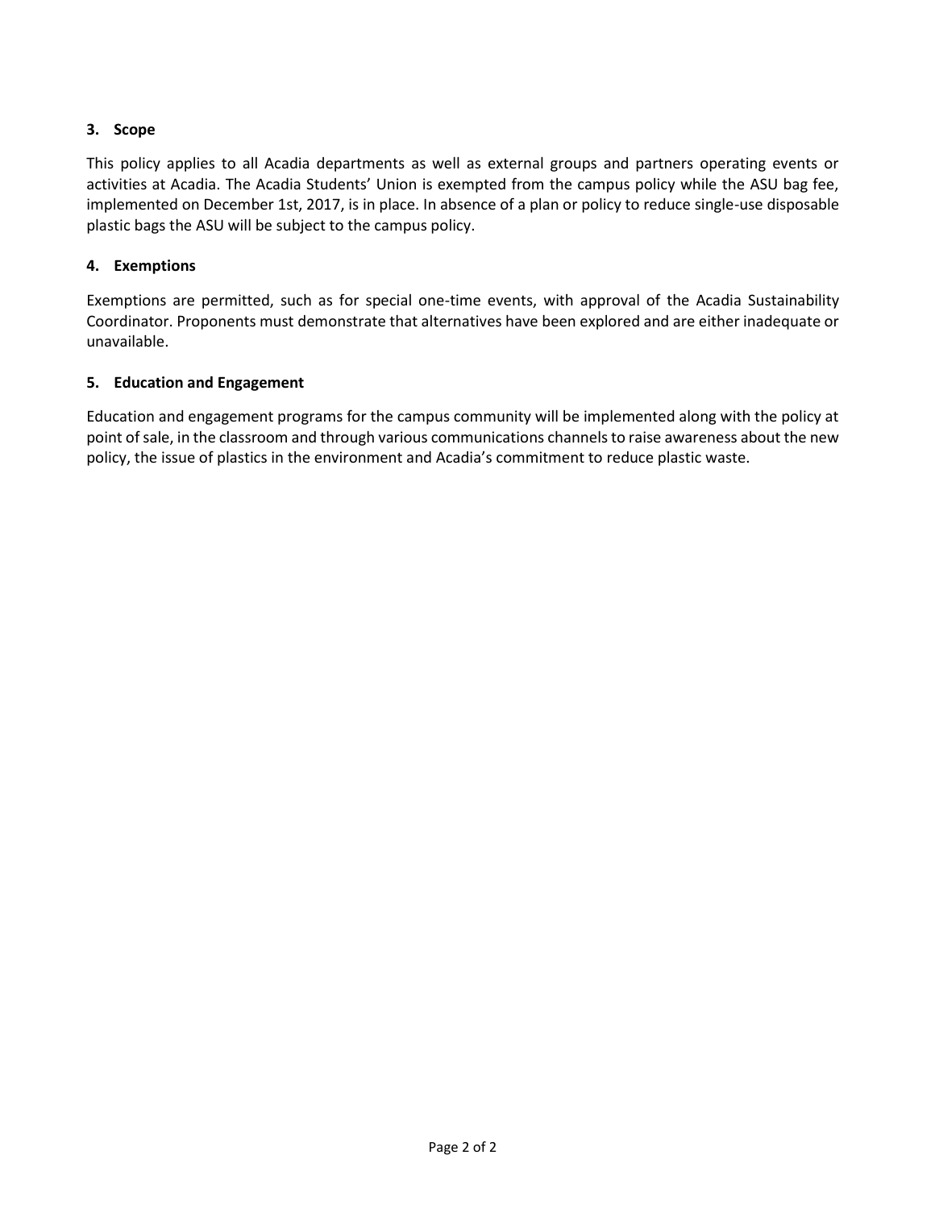**3. Scope**

This policy applies to all Acadia departments as well as external groups and partners operating events or activities at Acadia. The Acadia Students' Union is exempted from the campus policy while the ASU bag fee, implemented on December 1st, 2017, is in place. In absence of a plan or policy to reduce single-use disposable plastic bags the ASU will be subject to the campus policy.

**4. Exemptions**

Exemptions are permitted, such as for special one-time events, with approval of the Acadia Sustainability Coordinator. Proponents must demonstrate that alternatives have been explored and are either inadequate or unavailable.

**5. Education and Engagement**

Education and engagement programs for the campus community will be implemented along with the policy at point of sale, in the classroom and through various communications channels to raise awareness about the new policy, the issue of plastics in the environment and Acadia's commitment to reduce plastic waste.